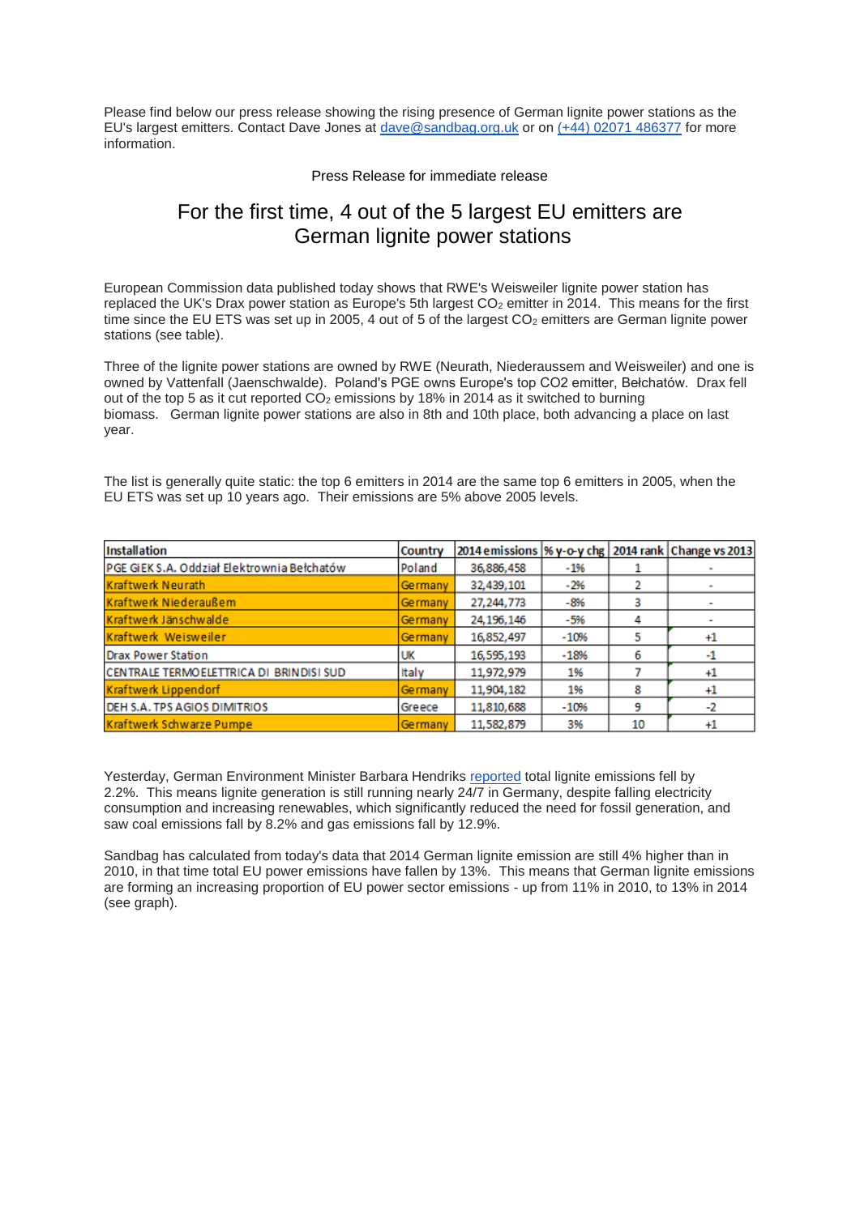Please find below our press release showing the rising presence of German lignite power stations as the EU's largest emitters. Contact Dave Jones at dave@sandbag.org.uk or on (+44) 02071 486377 for more information.

Press Release for immediate release

# For the first time, 4 out of the 5 largest EU emitters are German lignite power stations

European Commission data published today shows that RWE's Weisweiler lignite power station has replaced the UK's Drax power station as Europe's 5th largest $CO_2$ emitter in 2014. This means for the first time since the EU ETS was set up in 2005, 4 out of 5 of the largest $CO_2$ emitters are German lignite power stations (see table).

Three of the lignite power stations are owned by RWE (Neurath, Niederaussem and Weisweiler) and one is owned by Vattenfall (Jaenschwalde). Poland's PGE owns Europe's top CO2 emitter, Bełchatów. Drax fell out of the top 5 as it cut reported $CO_2$ emissions by 18% in 2014 as it switched to burning biomass. German lignite power stations are also in 8th and 10th place, both advancing a place on last year.

The list is generally quite static: the top 6 emitters in 2014 are the same top 6 emitters in 2005, when the EU ETS was set up 10 years ago. Their emissions are 5% above 2005 levels.

| Installation | Country | 2014 emissions | % y-o-y chg | 2014 rank | Change vs 2013 |
|---|---|---|---|---|---|
| PGE GiEK S.A. Oddział Elektrownia Bełchatów | Poland | 36,886,458 | -1% | 1 | - |
| Kraftwerk Neurath | Germany | 32,439,101 | -2% | 2 | - |
| Kraftwerk Niederaußem | Germany | 27,244,773 | -8% | 3 | - |
| Kraftwerk Jänschwalde | Germany | 24,196,146 | -5% | 4 | - |
| Kraftwerk Weisweiler | Germany | 16,852,497 | -10% | 5 | +1 |
| Drax Power Station | UK | 16,595,193 | -18% | 6 | -1 |
| CENTRALE TERMOELETTRICA DI BRINDISI SUD | Italy | 11,972,979 | 1% | 7 | +1 |
| Kraftwerk Lippendorf | Germany | 11,904,182 | 1% | 8 | +1 |
| DEH S.A. TPS AGIOS DIMITRIOS | Greece | 11,810,688 | -10% | 9 | -2 |
| Kraftwerk Schwarze Pumpe | Germany | 11,582,879 | 3% | 10 | +1 |

Yesterday, German Environment Minister Barbara Hendriks reported total lignite emissions fell by 2.2%. This means lignite generation is still running nearly 24/7 in Germany, despite falling electricity consumption and increasing renewables, which significantly reduced the need for fossil generation, and saw coal emissions fall by 8.2% and gas emissions fall by 12.9%.

Sandbag has calculated from today's data that 2014 German lignite emission are still 4% higher than in 2010, in that time total EU power emissions have fallen by 13%. This means that German lignite emissions are forming an increasing proportion of EU power sector emissions - up from 11% in 2010, to 13% in 2014 (see graph).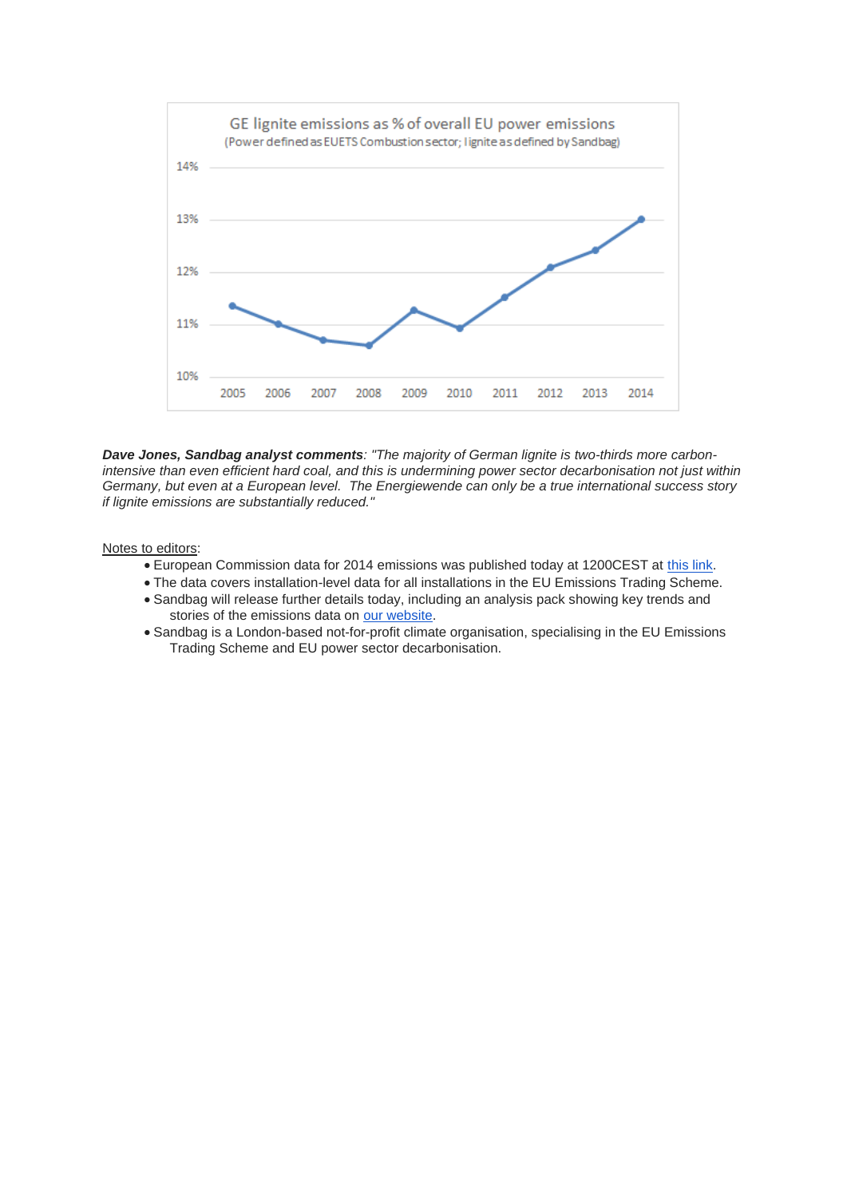GE lignite emissions as % of overall EU power emissions

(Power defined as EUETS Combustion sector; lignite as defined by Sandbag)

14%

13%

12%

11%

10%

2005 2006 2007 2008 2009 2010 2011 2012 2013 2014

***Dave Jones, Sandbag analyst comments**: "The majority of German lignite is two-thirds more carbon-intensive than even efficient hard coal, and this is undermining power sector decarbonisation not just within Germany, but even at a European level. The Energiewende can only be a true international success story if lignite emissions are substantially reduced."*

Notes to editors:

- European Commission data for 2014 emissions was published today at 1200CEST at this link.
- The data covers installation-level data for all installations in the EU Emissions Trading Scheme.
- Sandbag will release further details today, including an analysis pack showing key trends and stories of the emissions data on our website.
- Sandbag is a London-based not-for-profit climate organisation, specialising in the EU Emissions Trading Scheme and EU power sector decarbonisation.